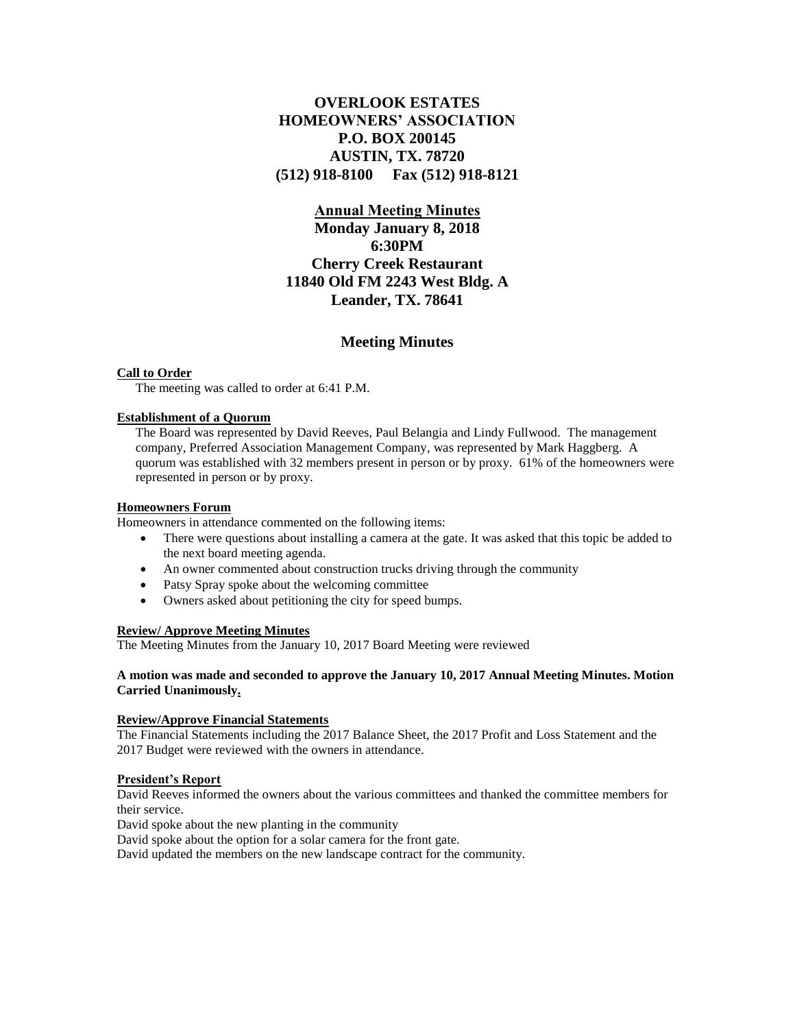# OVERLOOK ESTATES
# HOMEOWNERS' ASSOCIATION
# P.O. BOX 200145
# AUSTIN, TX. 78720
# (512) 918-8100 Fax (512) 918-8121

## Annual Meeting Minutes

**Monday January 8, 2018**
**6:30PM**
**Cherry Creek Restaurant**
**11840 Old FM 2243 West Bldg. A**
**Leander, TX. 78641**

## Meeting Minutes

**Call to Order**

The meeting was called to order at 6:41 P.M.

**Establishment of a Quorum**

The Board was represented by David Reeves, Paul Belangia and Lindy Fullwood. The management company, Preferred Association Management Company, was represented by Mark Haggberg. A quorum was established with 32 members present in person or by proxy. 61% of the homeowners were represented in person or by proxy.

**Homeowners Forum**

Homeowners in attendance commented on the following items:

- There were questions about installing a camera at the gate. It was asked that this topic be added to the next board meeting agenda.
- An owner commented about construction trucks driving through the community
- Patsy Spray spoke about the welcoming committee
- Owners asked about petitioning the city for speed bumps.

**Review/ Approve Meeting Minutes**

The Meeting Minutes from the January 10, 2017 Board Meeting were reviewed

**A motion was made and seconded to approve the January 10, 2017 Annual Meeting Minutes. Motion Carried Unanimously.**

**Review/Approve Financial Statements**

The Financial Statements including the 2017 Balance Sheet, the 2017 Profit and Loss Statement and the 2017 Budget were reviewed with the owners in attendance.

**President's Report**

David Reeves informed the owners about the various committees and thanked the committee members for their service.

David spoke about the new planting in the community

David spoke about the option for a solar camera for the front gate.

David updated the members on the new landscape contract for the community.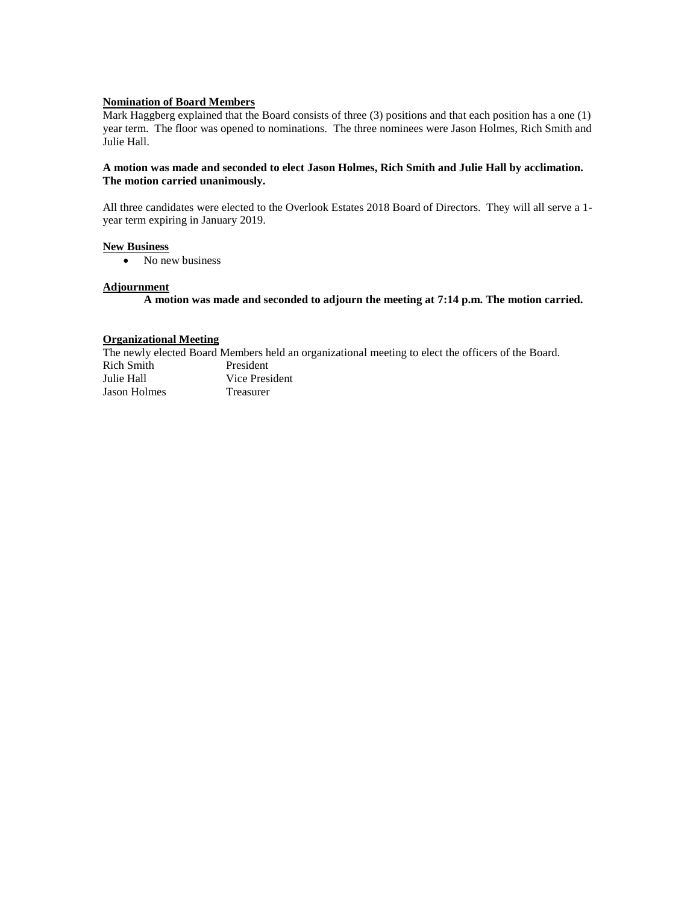**Nomination of Board Members**

Mark Haggberg explained that the Board consists of three (3) positions and that each position has a one (1) year term. The floor was opened to nominations. The three nominees were Jason Holmes, Rich Smith and Julie Hall.

**A motion was made and seconded to elect Jason Holmes, Rich Smith and Julie Hall by acclimation. The motion carried unanimously.**

All three candidates were elected to the Overlook Estates 2018 Board of Directors. They will all serve a 1-year term expiring in January 2019.

**New Business**

- No new business

**Adjournment**

**A motion was made and seconded to adjourn the meeting at 7:14 p.m. The motion carried.**

**Organizational Meeting**

The newly elected Board Members held an organizational meeting to elect the officers of the Board.

| | |
|---|---|
| Rich Smith | President |
| Julie Hall | Vice President |
| Jason Holmes | Treasurer |